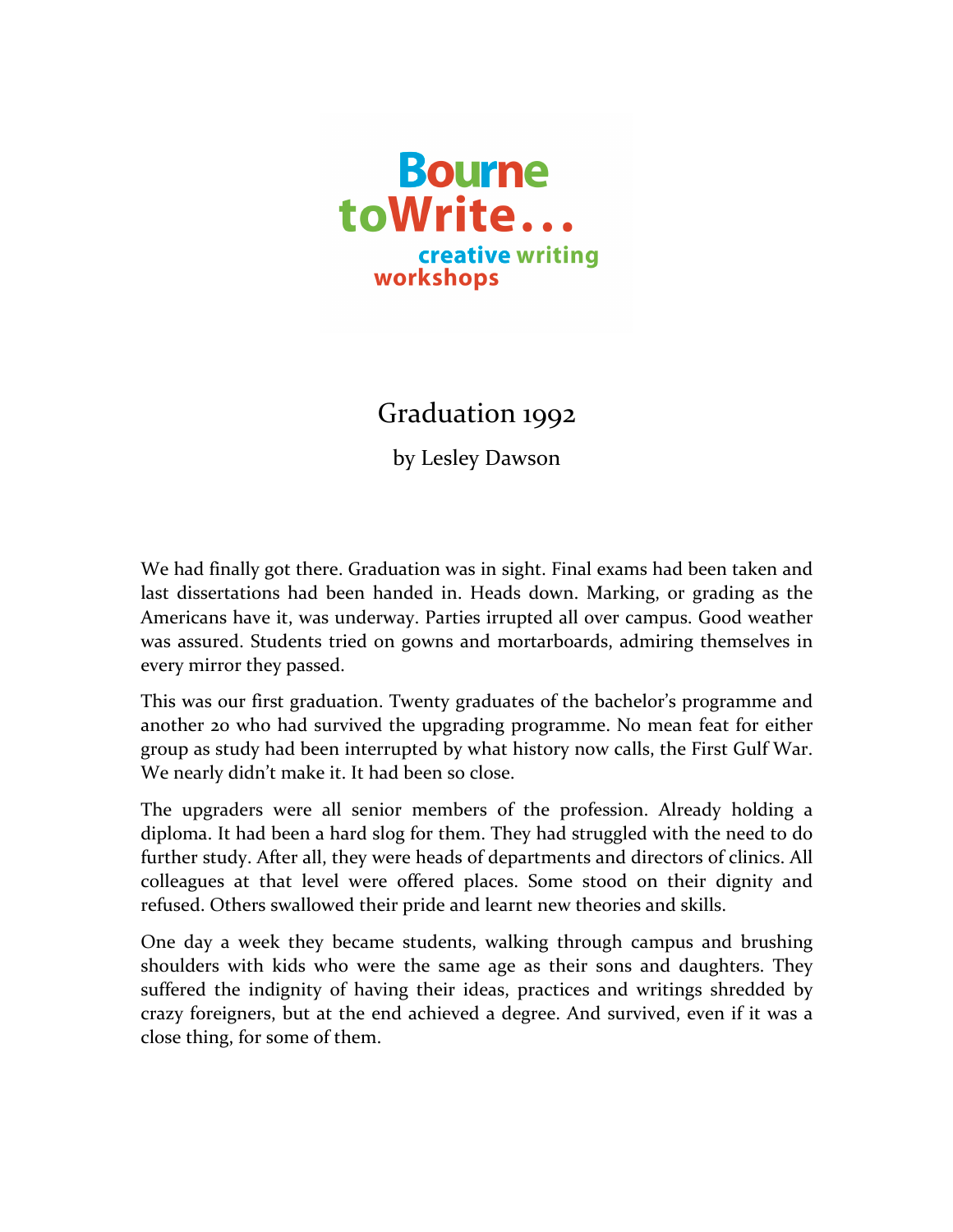Bourne toWrite...
creative writing workshops

# Graduation 1992

by Lesley Dawson

We had finally got there. Graduation was in sight. Final exams had been taken and last dissertations had been handed in. Heads down. Marking, or grading as the Americans have it, was underway. Parties irrupted all over campus. Good weather was assured. Students tried on gowns and mortarboards, admiring themselves in every mirror they passed.

This was our first graduation. Twenty graduates of the bachelor's programme and another 20 who had survived the upgrading programme. No mean feat for either group as study had been interrupted by what history now calls, the First Gulf War. We nearly didn't make it. It had been so close.

The upgraders were all senior members of the profession. Already holding a diploma. It had been a hard slog for them. They had struggled with the need to do further study. After all, they were heads of departments and directors of clinics. All colleagues at that level were offered places. Some stood on their dignity and refused. Others swallowed their pride and learnt new theories and skills.

One day a week they became students, walking through campus and brushing shoulders with kids who were the same age as their sons and daughters. They suffered the indignity of having their ideas, practices and writings shredded by crazy foreigners, but at the end achieved a degree. And survived, even if it was a close thing, for some of them.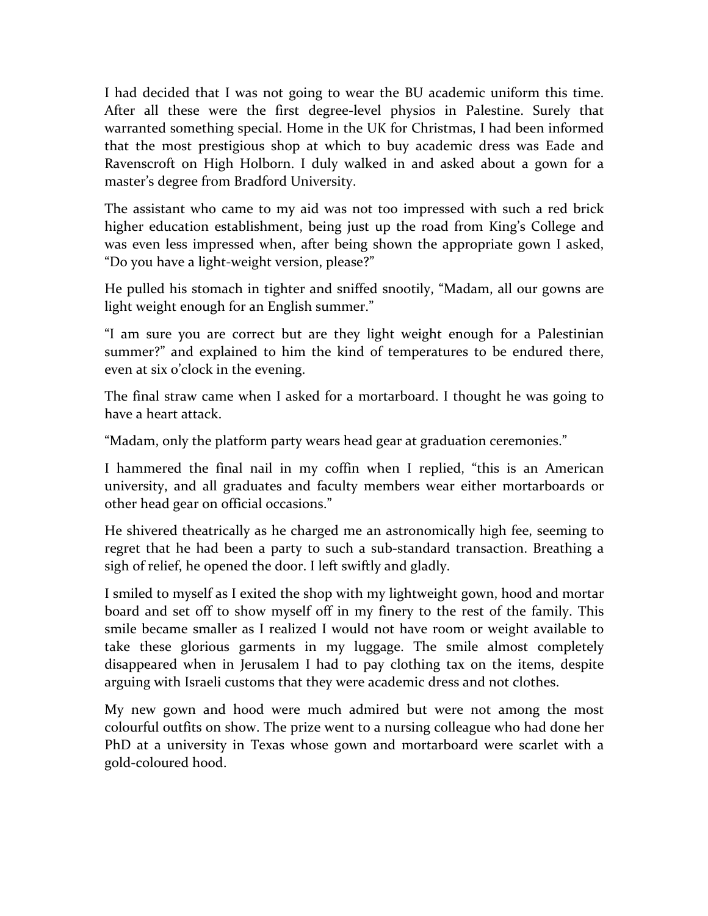I had decided that I was not going to wear the BU academic uniform this time. After all these were the first degree-level physios in Palestine. Surely that warranted something special. Home in the UK for Christmas, I had been informed that the most prestigious shop at which to buy academic dress was Eade and Ravenscroft on High Holborn. I duly walked in and asked about a gown for a master's degree from Bradford University.

The assistant who came to my aid was not too impressed with such a red brick higher education establishment, being just up the road from King's College and was even less impressed when, after being shown the appropriate gown I asked, "Do you have a light-weight version, please?"

He pulled his stomach in tighter and sniffed snootily, "Madam, all our gowns are light weight enough for an English summer."

"I am sure you are correct but are they light weight enough for a Palestinian summer?" and explained to him the kind of temperatures to be endured there, even at six o'clock in the evening.

The final straw came when I asked for a mortarboard. I thought he was going to have a heart attack.

"Madam, only the platform party wears head gear at graduation ceremonies."

I hammered the final nail in my coffin when I replied, "this is an American university, and all graduates and faculty members wear either mortarboards or other head gear on official occasions."

He shivered theatrically as he charged me an astronomically high fee, seeming to regret that he had been a party to such a sub-standard transaction. Breathing a sigh of relief, he opened the door. I left swiftly and gladly.

I smiled to myself as I exited the shop with my lightweight gown, hood and mortar board and set off to show myself off in my finery to the rest of the family. This smile became smaller as I realized I would not have room or weight available to take these glorious garments in my luggage. The smile almost completely disappeared when in Jerusalem I had to pay clothing tax on the items, despite arguing with Israeli customs that they were academic dress and not clothes.

My new gown and hood were much admired but were not among the most colourful outfits on show. The prize went to a nursing colleague who had done her PhD at a university in Texas whose gown and mortarboard were scarlet with a gold-coloured hood.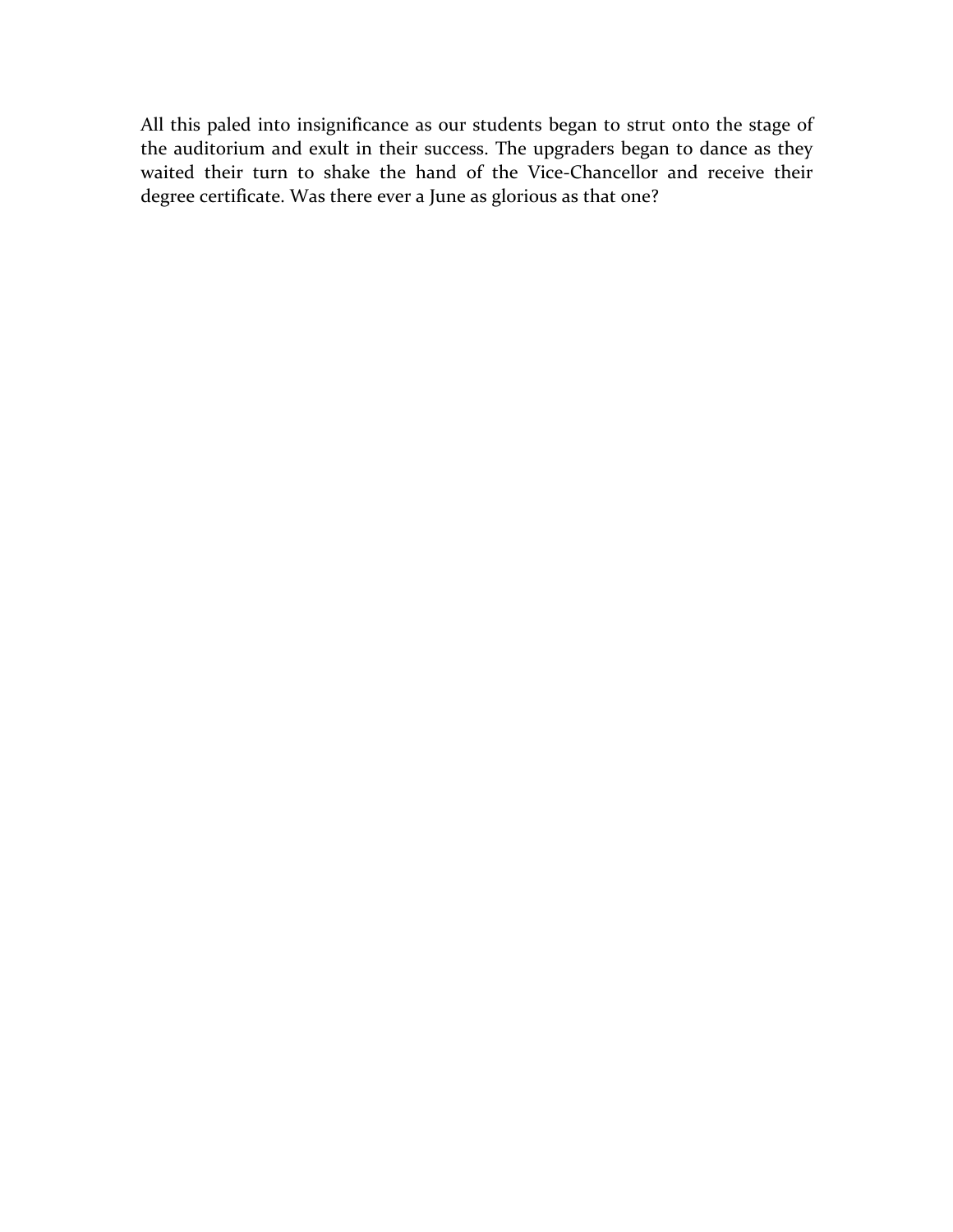All this paled into insignificance as our students began to strut onto the stage of the auditorium and exult in their success. The upgraders began to dance as they waited their turn to shake the hand of the Vice-Chancellor and receive their degree certificate. Was there ever a June as glorious as that one?